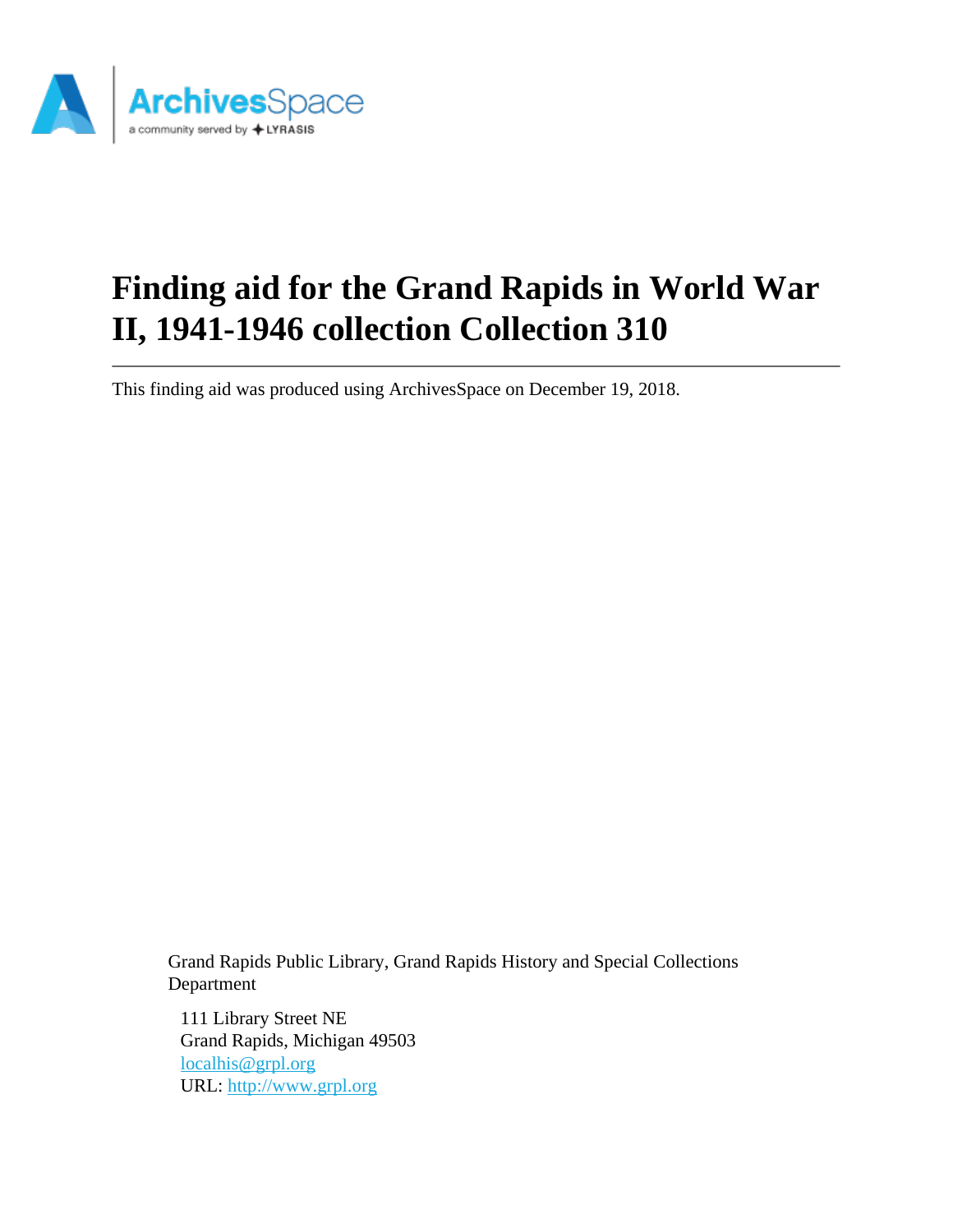# Finding aid for the Grand Rapids in World War II, 1941-1946 collection Collection 310

This finding aid was produced using ArchivesSpace on December 19, 2018.

Grand Rapids Public Library, Grand Rapids History and Special Collections Department

111 Library Street NE
Grand Rapids, Michigan 49503
localhis@grpl.org
URL: http://www.grpl.org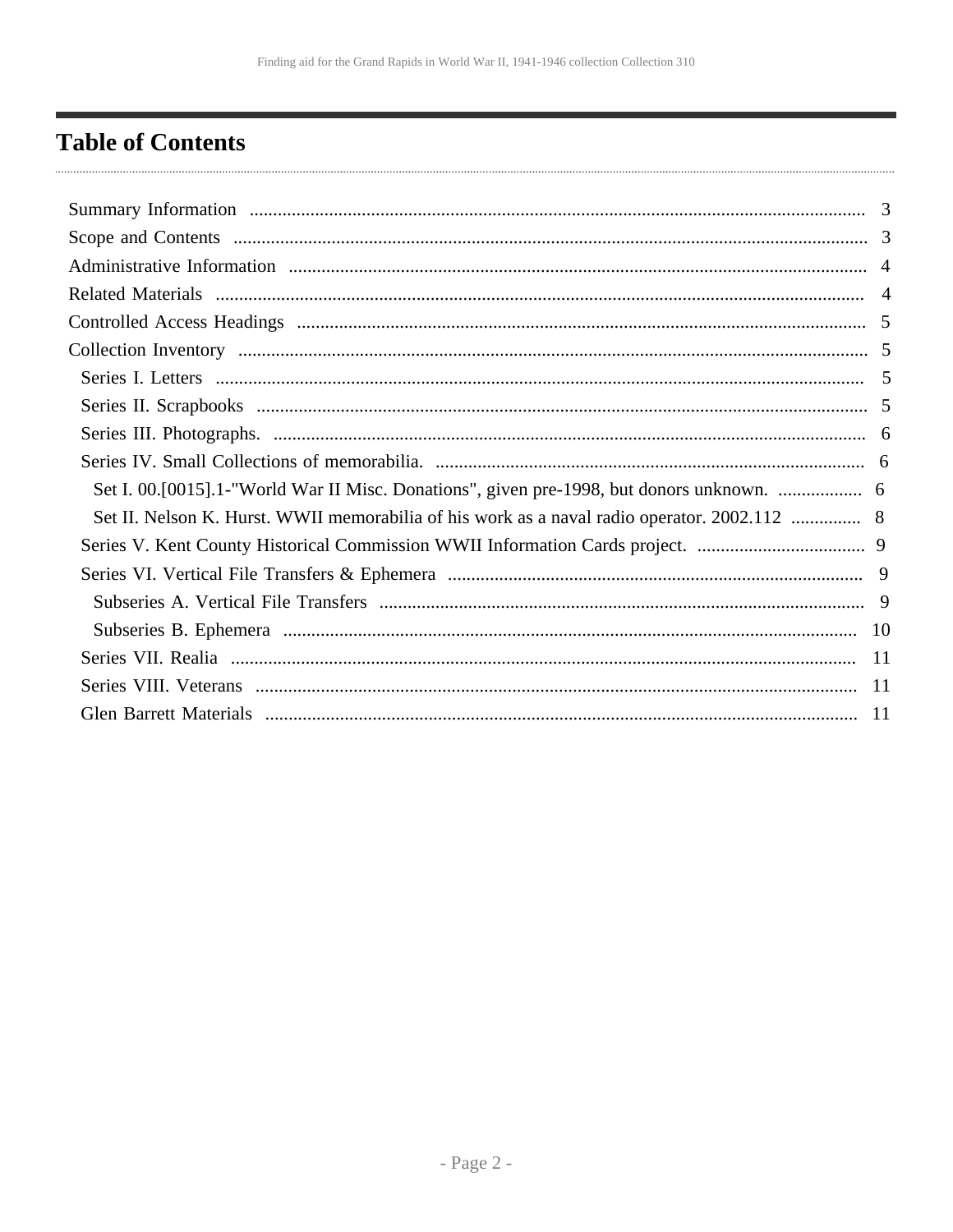# Table of Contents

- Summary Information ... 3
- Scope and Contents ... 3
- Administrative Information ... 4
- Related Materials ... 4
- Controlled Access Headings ... 5
- Collection Inventory ... 5
  - Series I. Letters ... 5
  - Series II. Scrapbooks ... 5
  - Series III. Photographs. ... 6
  - Series IV. Small Collections of memorabilia. ... 6
    - Set I. 00.[0015].1-"World War II Misc. Donations", given pre-1998, but donors unknown. ... 6
    - Set II. Nelson K. Hurst. WWII memorabilia of his work as a naval radio operator. 2002.112 ... 8
  - Series V. Kent County Historical Commission WWII Information Cards project. ... 9
  - Series VI. Vertical File Transfers & Ephemera ... 9
    - Subseries A. Vertical File Transfers ... 9
    - Subseries B. Ephemera ... 10
  - Series VII. Realia ... 11
  - Series VIII. Veterans ... 11
  - Glen Barrett Materials ... 11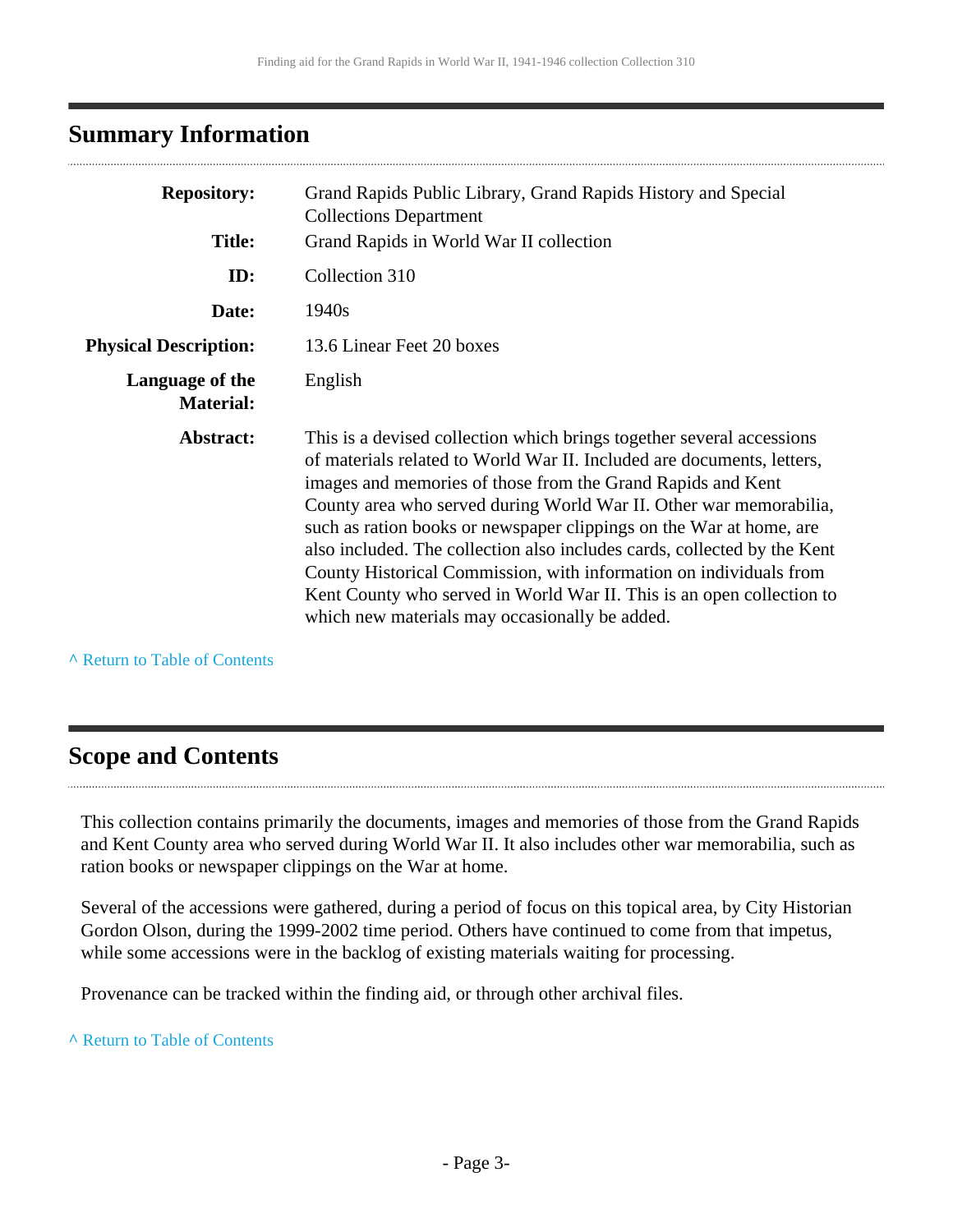## Summary Information

| | |
|---|---|
| **Repository:** | Grand Rapids Public Library, Grand Rapids History and Special Collections Department |
| **Title:** | Grand Rapids in World War II collection |
| **ID:** | Collection 310 |
| **Date:** | 1940s |
| **Physical Description:** | 13.6 Linear Feet 20 boxes |
| **Language of the Material:** | English |
| **Abstract:** | This is a devised collection which brings together several accessions of materials related to World War II. Included are documents, letters, images and memories of those from the Grand Rapids and Kent County area who served during World War II. Other war memorabilia, such as ration books or newspaper clippings on the War at home, are also included. The collection also includes cards, collected by the Kent County Historical Commission, with information on individuals from Kent County who served in World War II. This is an open collection to which new materials may occasionally be added. |

^ Return to Table of Contents

## Scope and Contents

This collection contains primarily the documents, images and memories of those from the Grand Rapids and Kent County area who served during World War II. It also includes other war memorabilia, such as ration books or newspaper clippings on the War at home.

Several of the accessions were gathered, during a period of focus on this topical area, by City Historian Gordon Olson, during the 1999-2002 time period. Others have continued to come from that impetus, while some accessions were in the backlog of existing materials waiting for processing.

Provenance can be tracked within the finding aid, or through other archival files.

^ Return to Table of Contents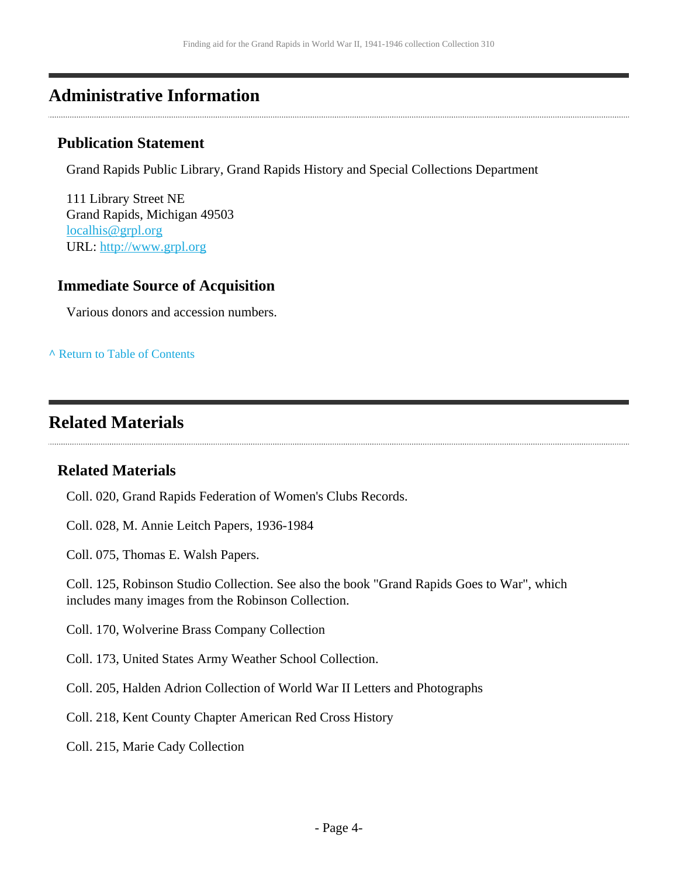## Administrative Information

### Publication Statement

Grand Rapids Public Library, Grand Rapids History and Special Collections Department

111 Library Street NE
Grand Rapids, Michigan 49503
localhis@grpl.org
URL: http://www.grpl.org

### Immediate Source of Acquisition

Various donors and accession numbers.

^ Return to Table of Contents

## Related Materials

### Related Materials

Coll. 020, Grand Rapids Federation of Women's Clubs Records.

Coll. 028, M. Annie Leitch Papers, 1936-1984

Coll. 075, Thomas E. Walsh Papers.

Coll. 125, Robinson Studio Collection. See also the book "Grand Rapids Goes to War", which includes many images from the Robinson Collection.

Coll. 170, Wolverine Brass Company Collection

Coll. 173, United States Army Weather School Collection.

Coll. 205, Halden Adrion Collection of World War II Letters and Photographs

Coll. 218, Kent County Chapter American Red Cross History

Coll. 215, Marie Cady Collection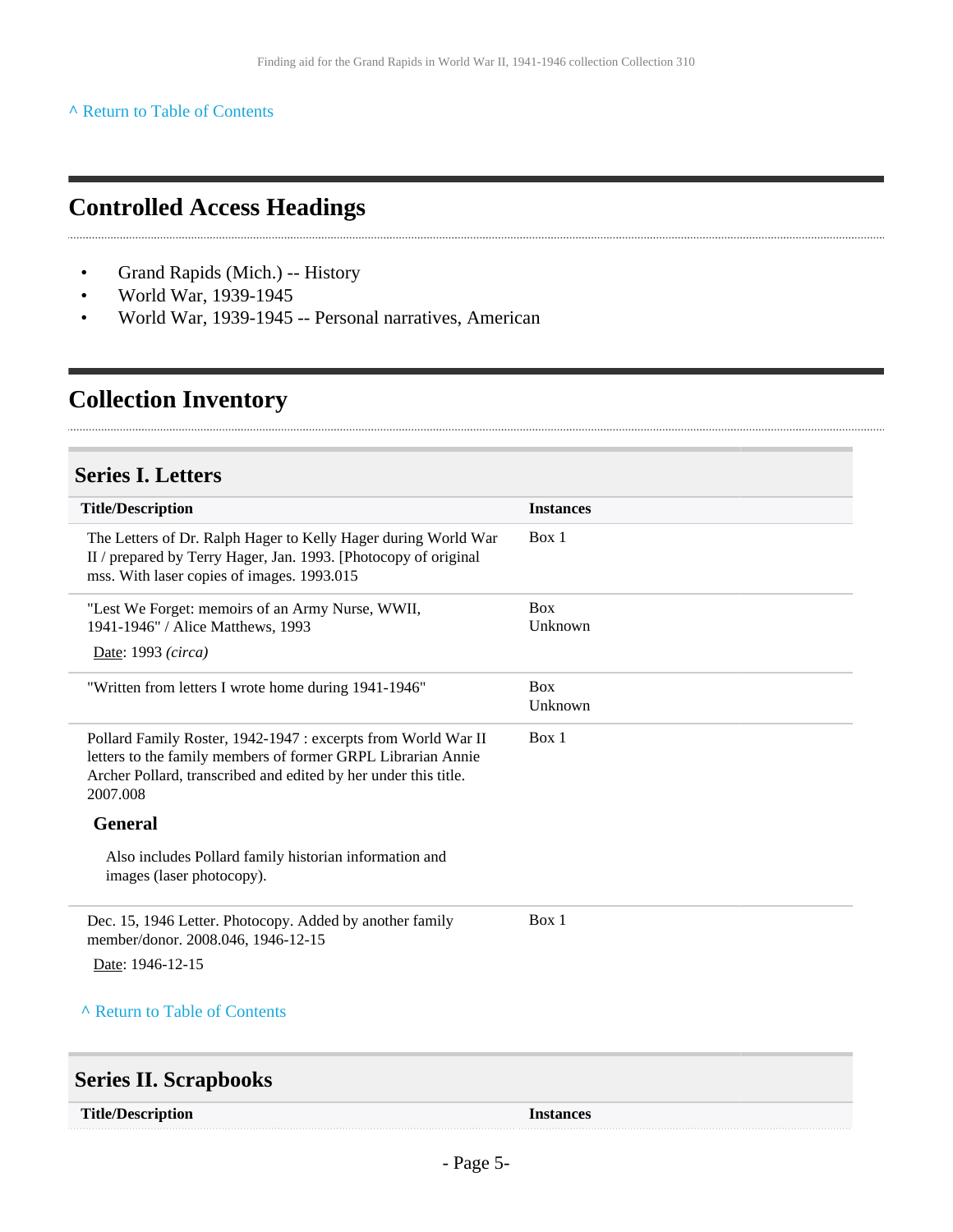^ Return to Table of Contents

## Controlled Access Headings

- Grand Rapids (Mich.) -- History
- World War, 1939-1945
- World War, 1939-1945 -- Personal narratives, American

## Collection Inventory

### Series I. Letters

| Title/Description | Instances |
|---|---|
| The Letters of Dr. Ralph Hager to Kelly Hager during World War II / prepared by Terry Hager, Jan. 1993. [Photocopy of original mss. With laser copies of images. 1993.015 | Box 1 |
| "Lest We Forget: memoirs of an Army Nurse, WWII, 1941-1946" / Alice Matthews, 1993<br>Date: 1993 *(circa)* | Box Unknown |
| "Written from letters I wrote home during 1941-1946" | Box Unknown |
| Pollard Family Roster, 1942-1947 : excerpts from World War II letters to the family members of former GRPL Librarian Annie Archer Pollard, transcribed and edited by her under this title. 2007.008<br>**General**<br>Also includes Pollard family historian information and images (laser photocopy). | Box 1 |
| Dec. 15, 1946 Letter. Photocopy. Added by another family member/donor. 2008.046, 1946-12-15<br>Date: 1946-12-15 | Box 1 |

^ Return to Table of Contents

### Series II. Scrapbooks

| Title/Description | Instances |
|---|---|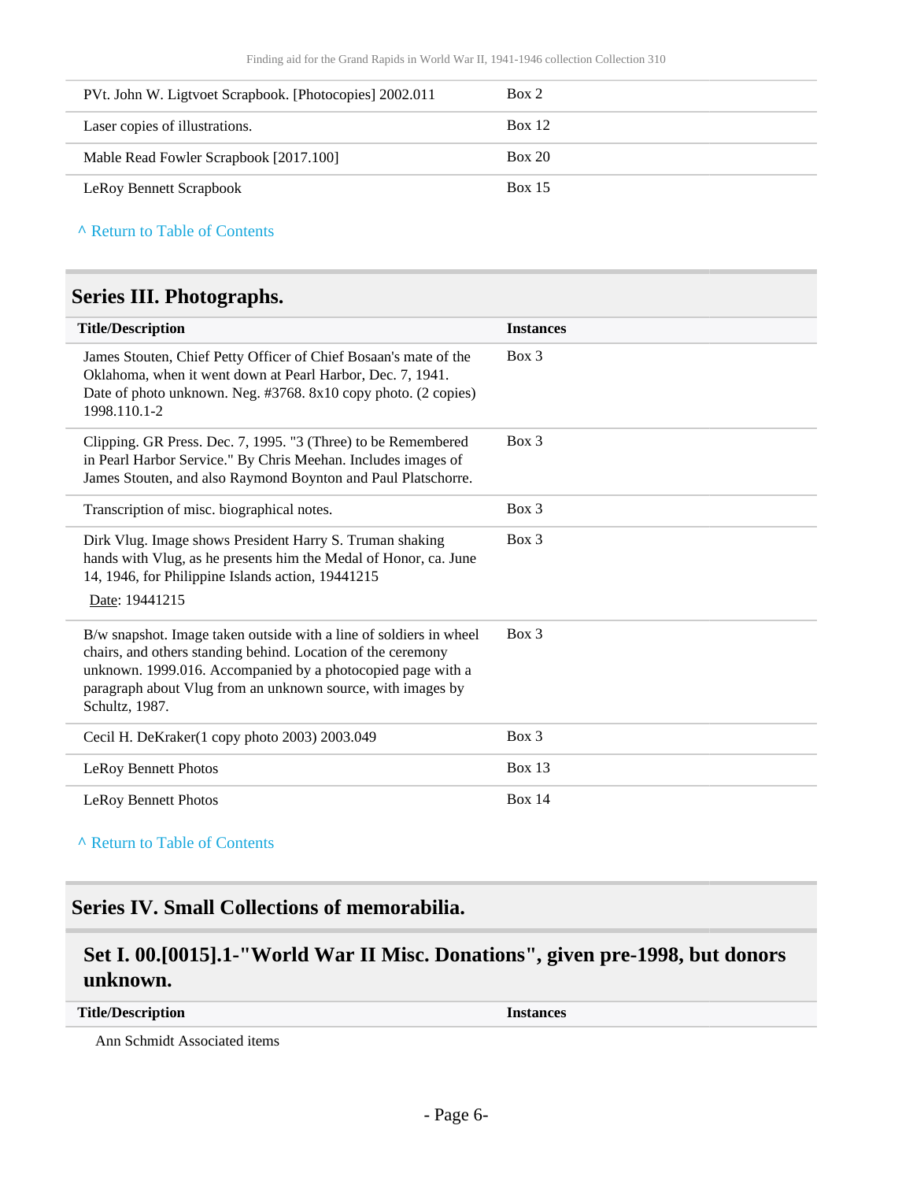| | |
|---|---|
| PVt. John W. Ligtvoet Scrapbook. [Photocopies] 2002.011 | Box 2 |
| Laser copies of illustrations. | Box 12 |
| Mable Read Fowler Scrapbook [2017.100] | Box 20 |
| LeRoy Bennett Scrapbook | Box 15 |

^ Return to Table of Contents

## Series III. Photographs.

| Title/Description | Instances |
|---|---|
| James Stouten, Chief Petty Officer of Chief Bosaan's mate of the Oklahoma, when it went down at Pearl Harbor, Dec. 7, 1941. Date of photo unknown. Neg. #3768. 8x10 copy photo. (2 copies) 1998.110.1-2 | Box 3 |
| Clipping. GR Press. Dec. 7, 1995. "3 (Three) to be Remembered in Pearl Harbor Service." By Chris Meehan. Includes images of James Stouten, and also Raymond Boynton and Paul Platschorre. | Box 3 |
| Transcription of misc. biographical notes. | Box 3 |
| Dirk Vlug. Image shows President Harry S. Truman shaking hands with Vlug, as he presents him the Medal of Honor, ca. June 14, 1946, for Philippine Islands action, 19441215<br>Date: 19441215 | Box 3 |
| B/w snapshot. Image taken outside with a line of soldiers in wheel chairs, and others standing behind. Location of the ceremony unknown. 1999.016. Accompanied by a photocopied page with a paragraph about Vlug from an unknown source, with images by Schultz, 1987. | Box 3 |
| Cecil H. DeKraker(1 copy photo 2003) 2003.049 | Box 3 |
| LeRoy Bennett Photos | Box 13 |
| LeRoy Bennett Photos | Box 14 |

^ Return to Table of Contents

## Series IV. Small Collections of memorabilia.

### Set I. 00.[0015].1-"World War II Misc. Donations", given pre-1998, but donors unknown.

| Title/Description | Instances |
|---|---|
| Ann Schmidt Associated items | |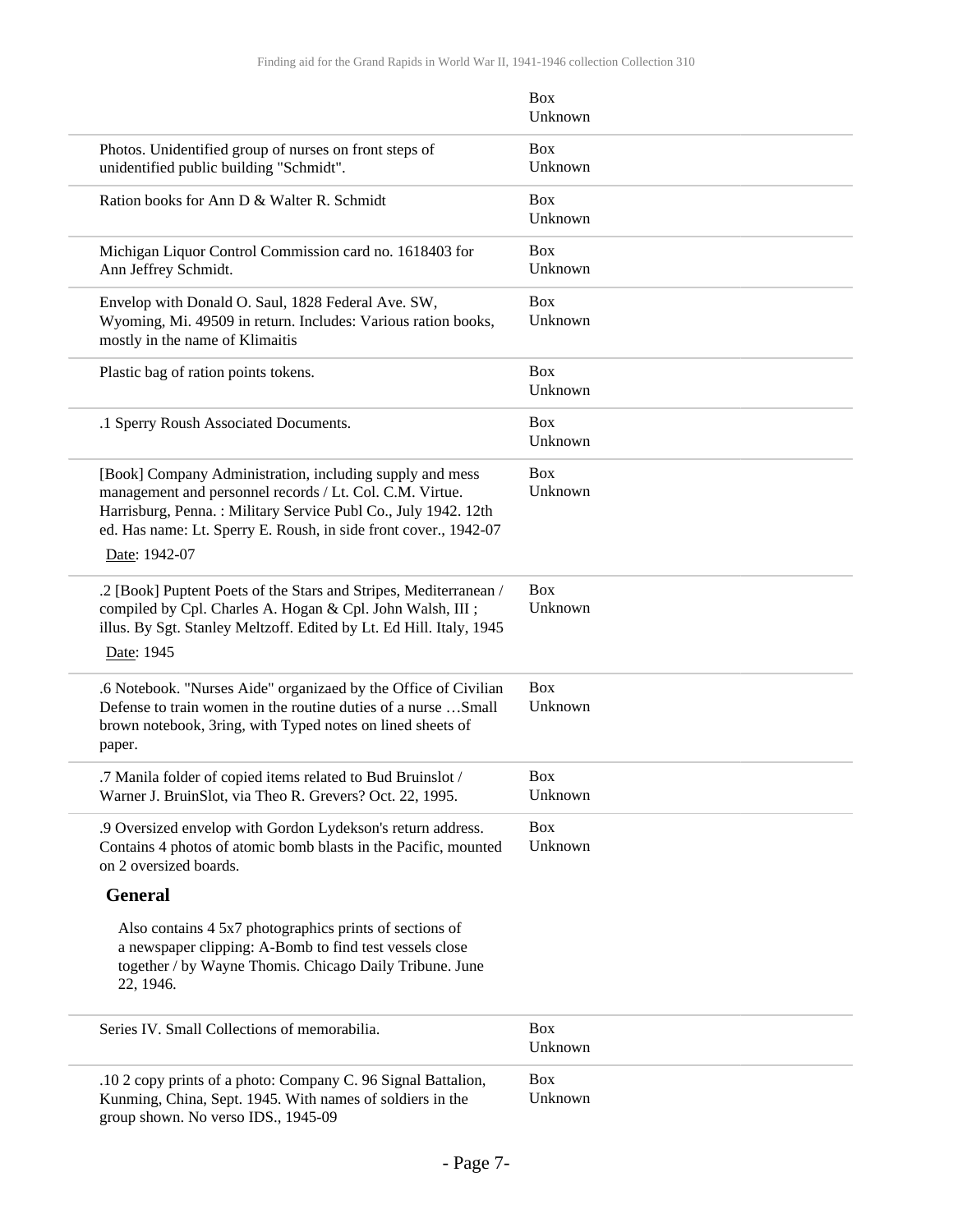| | Box Unknown |
|---|---|
| Photos. Unidentified group of nurses on front steps of unidentified public building "Schmidt". | Box Unknown |
| Ration books for Ann D & Walter R. Schmidt | Box Unknown |
| Michigan Liquor Control Commission card no. 1618403 for Ann Jeffrey Schmidt. | Box Unknown |
| Envelop with Donald O. Saul, 1828 Federal Ave. SW, Wyoming, Mi. 49509 in return. Includes: Various ration books, mostly in the name of Klimaitis | Box Unknown |
| Plastic bag of ration points tokens. | Box Unknown |
| .1 Sperry Roush Associated Documents. | Box Unknown |
| [Book] Company Administration, including supply and mess management and personnel records / Lt. Col. C.M. Virtue. Harrisburg, Penna. : Military Service Publ Co., July 1942. 12th ed. Has name: Lt. Sperry E. Roush, in side front cover., 1942-07<br>Date: 1942-07 | Box Unknown |
| .2 [Book] Puptent Poets of the Stars and Stripes, Mediterranean / compiled by Cpl. Charles A. Hogan & Cpl. John Walsh, III ; illus. By Sgt. Stanley Meltzoff. Edited by Lt. Ed Hill. Italy, 1945<br>Date: 1945 | Box Unknown |
| .6 Notebook. "Nurses Aide" organizaed by the Office of Civilian Defense to train women in the routine duties of a nurse …Small brown notebook, 3ring, with Typed notes on lined sheets of paper. | Box Unknown |
| .7 Manila folder of copied items related to Bud Bruinslot / Warner J. BruinSlot, via Theo R. Grevers? Oct. 22, 1995. | Box Unknown |
| .9 Oversized envelop with Gordon Lydekson's return address. Contains 4 photos of atomic bomb blasts in the Pacific, mounted on 2 oversized boards.<br>**General**<br>Also contains 4 5x7 photographics prints of sections of a newspaper clipping: A-Bomb to find test vessels close together / by Wayne Thomis. Chicago Daily Tribune. June 22, 1946. | Box Unknown |
| Series IV. Small Collections of memorabilia. | Box Unknown |
| .10 2 copy prints of a photo: Company C. 96 Signal Battalion, Kunming, China, Sept. 1945. With names of soldiers in the group shown. No verso IDS., 1945-09 | Box Unknown |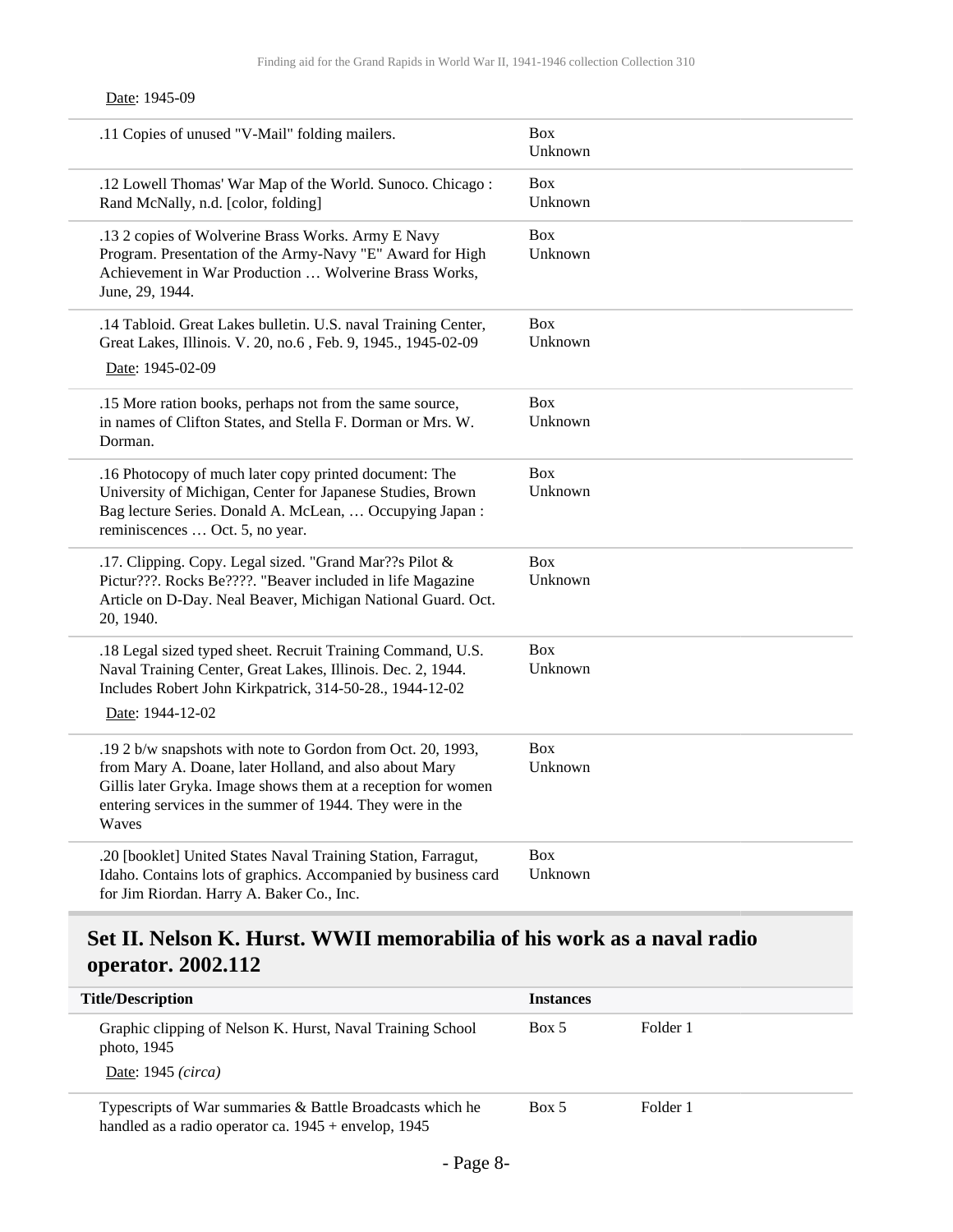Date: 1945-09

| | | |
|---|---|---|
| .11 Copies of unused "V-Mail" folding mailers. | Box Unknown | |
| .12 Lowell Thomas' War Map of the World. Sunoco. Chicago : Rand McNally, n.d. [color, folding] | Box Unknown | |
| .13 2 copies of Wolverine Brass Works. Army E Navy Program. Presentation of the Army-Navy "E" Award for High Achievement in War Production … Wolverine Brass Works, June, 29, 1944. | Box Unknown | |
| .14 Tabloid. Great Lakes bulletin. U.S. naval Training Center, Great Lakes, Illinois. V. 20, no.6 , Feb. 9, 1945., 1945-02-09<br>Date: 1945-02-09 | Box Unknown | |
| .15 More ration books, perhaps not from the same source, in names of Clifton States, and Stella F. Dorman or Mrs. W. Dorman. | Box Unknown | |
| .16 Photocopy of much later copy printed document: The University of Michigan, Center for Japanese Studies, Brown Bag lecture Series. Donald A. McLean, … Occupying Japan : reminiscences … Oct. 5, no year. | Box Unknown | |
| .17. Clipping. Copy. Legal sized. "Grand Mar??s Pilot & Pictur???. Rocks Be????. "Beaver included in life Magazine Article on D-Day. Neal Beaver, Michigan National Guard. Oct. 20, 1940. | Box Unknown | |
| .18 Legal sized typed sheet. Recruit Training Command, U.S. Naval Training Center, Great Lakes, Illinois. Dec. 2, 1944. Includes Robert John Kirkpatrick, 314-50-28., 1944-12-02<br>Date: 1944-12-02 | Box Unknown | |
| .19 2 b/w snapshots with note to Gordon from Oct. 20, 1993, from Mary A. Doane, later Holland, and also about Mary Gillis later Gryka. Image shows them at a reception for women entering services in the summer of 1944. They were in the Waves | Box Unknown | |
| .20 [booklet] United States Naval Training Station, Farragut, Idaho. Contains lots of graphics. Accompanied by business card for Jim Riordan. Harry A. Baker Co., Inc. | Box Unknown | |

## Set II. Nelson K. Hurst. WWII memorabilia of his work as a naval radio operator. 2002.112

| Title/Description | Instances | |
|---|---|---|
| Graphic clipping of Nelson K. Hurst, Naval Training School photo, 1945<br>Date: 1945 *(circa)* | Box 5 | Folder 1 |
| Typescripts of War summaries & Battle Broadcasts which he handled as a radio operator ca. 1945 + envelop, 1945 | Box 5 | Folder 1 |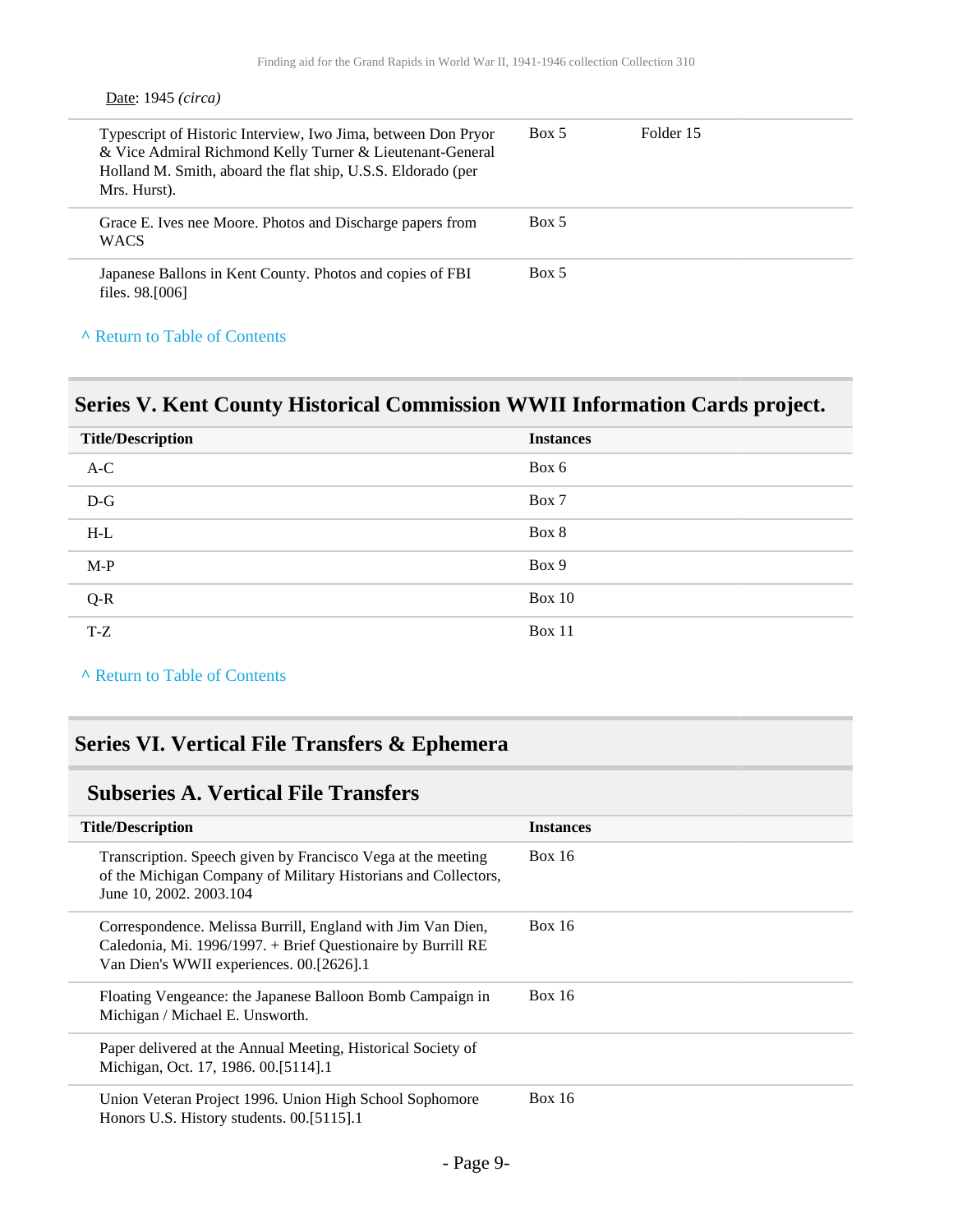Date: 1945 *(circa)*

| | | |
|---|---|---|
| Typescript of Historic Interview, Iwo Jima, between Don Pryor & Vice Admiral Richmond Kelly Turner & Lieutenant-General Holland M. Smith, aboard the flat ship, U.S.S. Eldorado (per Mrs. Hurst). | Box 5 | Folder 15 |
| Grace E. Ives nee Moore. Photos and Discharge papers from WACS | Box 5 | |
| Japanese Ballons in Kent County. Photos and copies of FBI files. 98.[006] | Box 5 | |

^ Return to Table of Contents

## Series V. Kent County Historical Commission WWII Information Cards project.

| Title/Description | Instances |
|---|---|
| A-C | Box 6 |
| D-G | Box 7 |
| H-L | Box 8 |
| M-P | Box 9 |
| Q-R | Box 10 |
| T-Z | Box 11 |

^ Return to Table of Contents

## Series VI. Vertical File Transfers & Ephemera

### Subseries A. Vertical File Transfers

| Title/Description | Instances |
|---|---|
| Transcription. Speech given by Francisco Vega at the meeting of the Michigan Company of Military Historians and Collectors, June 10, 2002. 2003.104 | Box 16 |
| Correspondence. Melissa Burrill, England with Jim Van Dien, Caledonia, Mi. 1996/1997. + Brief Questionaire by Burrill RE Van Dien's WWII experiences. 00.[2626].1 | Box 16 |
| Floating Vengeance: the Japanese Balloon Bomb Campaign in Michigan / Michael E. Unsworth. | Box 16 |
| Paper delivered at the Annual Meeting, Historical Society of Michigan, Oct. 17, 1986. 00.[5114].1 | |
| Union Veteran Project 1996. Union High School Sophomore Honors U.S. History students. 00.[5115].1 | Box 16 |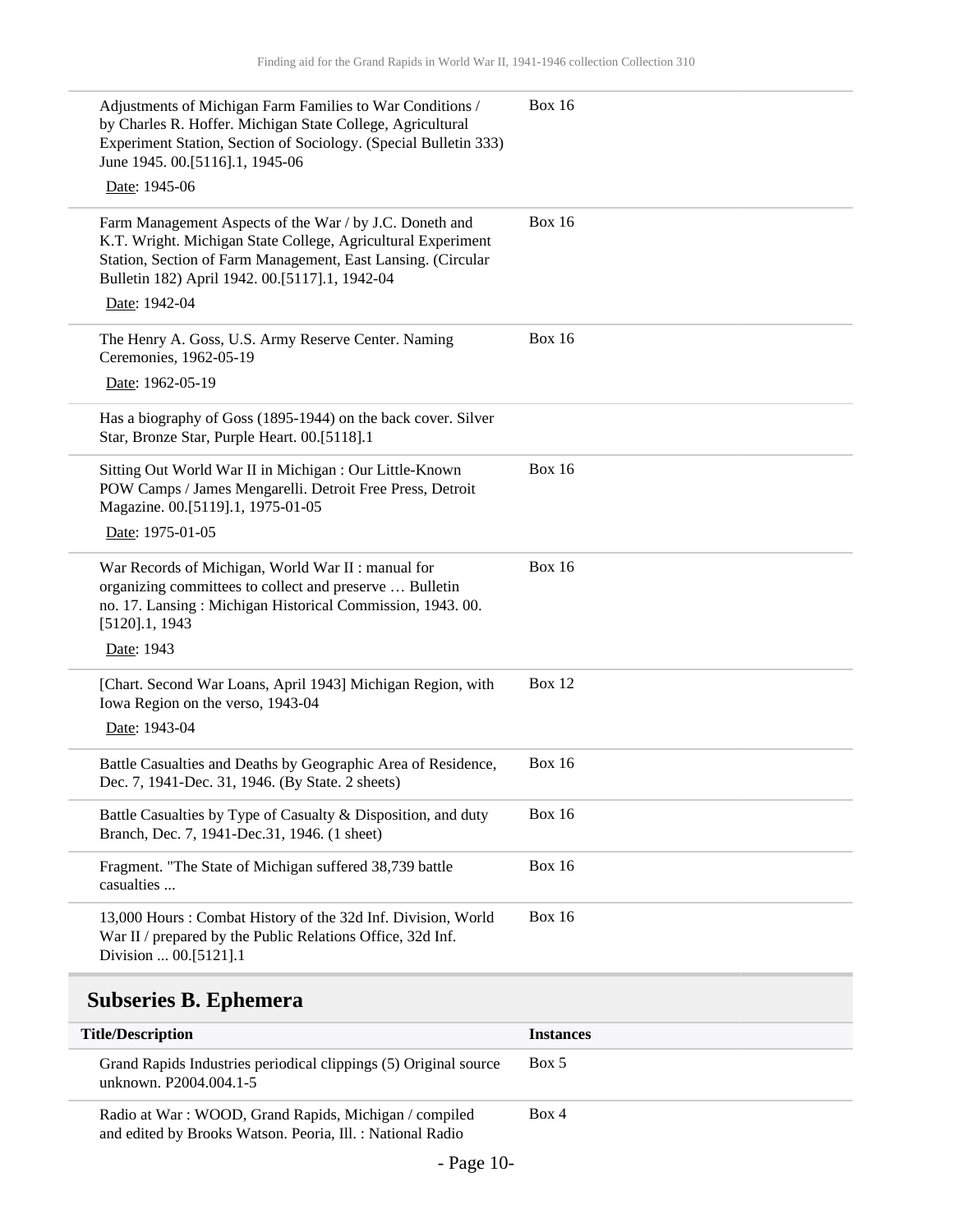| | |
|---|---|
| Adjustments of Michigan Farm Families to War Conditions / by Charles R. Hoffer. Michigan State College, Agricultural Experiment Station, Section of Sociology. (Special Bulletin 333) June 1945. 00.[5116].1, 1945-06<br>Date: 1945-06 | Box 16 |
| Farm Management Aspects of the War / by J.C. Doneth and K.T. Wright. Michigan State College, Agricultural Experiment Station, Section of Farm Management, East Lansing. (Circular Bulletin 182) April 1942. 00.[5117].1, 1942-04<br>Date: 1942-04 | Box 16 |
| The Henry A. Goss, U.S. Army Reserve Center. Naming Ceremonies, 1962-05-19<br>Date: 1962-05-19 | Box 16 |
| Has a biography of Goss (1895-1944) on the back cover. Silver Star, Bronze Star, Purple Heart. 00.[5118].1 | |
| Sitting Out World War II in Michigan : Our Little-Known POW Camps / James Mengarelli. Detroit Free Press, Detroit Magazine. 00.[5119].1, 1975-01-05<br>Date: 1975-01-05 | Box 16 |
| War Records of Michigan, World War II : manual for organizing committees to collect and preserve … Bulletin no. 17. Lansing : Michigan Historical Commission, 1943. 00.[5120].1, 1943<br>Date: 1943 | Box 16 |
| [Chart. Second War Loans, April 1943] Michigan Region, with Iowa Region on the verso, 1943-04<br>Date: 1943-04 | Box 12 |
| Battle Casualties and Deaths by Geographic Area of Residence, Dec. 7, 1941-Dec. 31, 1946. (By State. 2 sheets) | Box 16 |
| Battle Casualties by Type of Casualty & Disposition, and duty Branch, Dec. 7, 1941-Dec.31, 1946. (1 sheet) | Box 16 |
| Fragment. "The State of Michigan suffered 38,739 battle casualties ... | Box 16 |
| 13,000 Hours : Combat History of the 32d Inf. Division, World War II / prepared by the Public Relations Office, 32d Inf. Division ... 00.[5121].1 | Box 16 |

## Subseries B. Ephemera

| Title/Description | Instances |
|---|---|
| Grand Rapids Industries periodical clippings (5) Original source unknown. P2004.004.1-5 | Box 5 |
| Radio at War : WOOD, Grand Rapids, Michigan / compiled and edited by Brooks Watson. Peoria, Ill. : National Radio | Box 4 |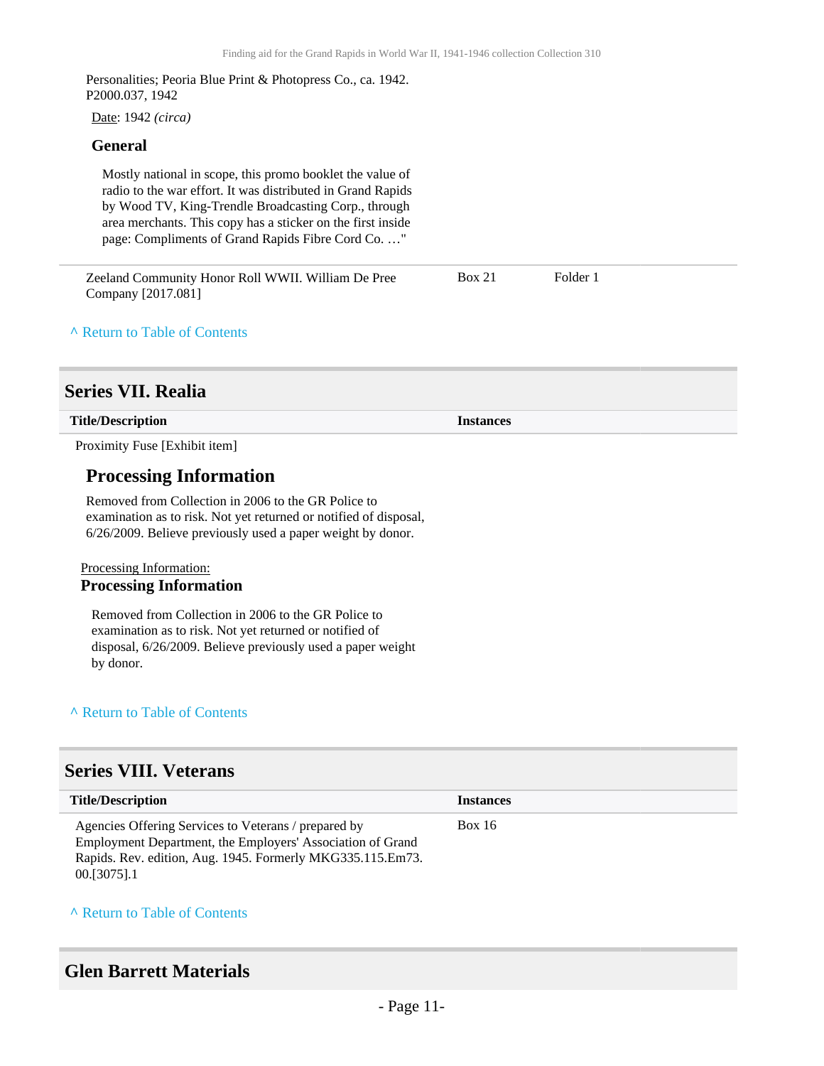Personalities; Peoria Blue Print & Photopress Co., ca. 1942. P2000.037, 1942

Date: 1942 *(circa)*

#### General

Mostly national in scope, this promo booklet the value of radio to the war effort. It was distributed in Grand Rapids by Wood TV, King-Trendle Broadcasting Corp., through area merchants. This copy has a sticker on the first inside page: Compliments of Grand Rapids Fibre Cord Co. …"

| | | |
|---|---|---|
| Zeeland Community Honor Roll WWII. William De Pree Company [2017.081] | Box 21 | Folder 1 |

^ Return to Table of Contents

## Series VII. Realia

| Title/Description | Instances |
|---|---|
| Proximity Fuse [Exhibit item] | |

### Processing Information

Removed from Collection in 2006 to the GR Police to examination as to risk. Not yet returned or notified of disposal, 6/26/2009. Believe previously used a paper weight by donor.

Processing Information:

#### Processing Information

Removed from Collection in 2006 to the GR Police to examination as to risk. Not yet returned or notified of disposal, 6/26/2009. Believe previously used a paper weight by donor.

^ Return to Table of Contents

## Series VIII. Veterans

| Title/Description | Instances |
|---|---|
| Agencies Offering Services to Veterans / prepared by Employment Department, the Employers' Association of Grand Rapids. Rev. edition, Aug. 1945. Formerly MKG335.115.Em73. 00.[3075].1 | Box 16 |

^ Return to Table of Contents

## Glen Barrett Materials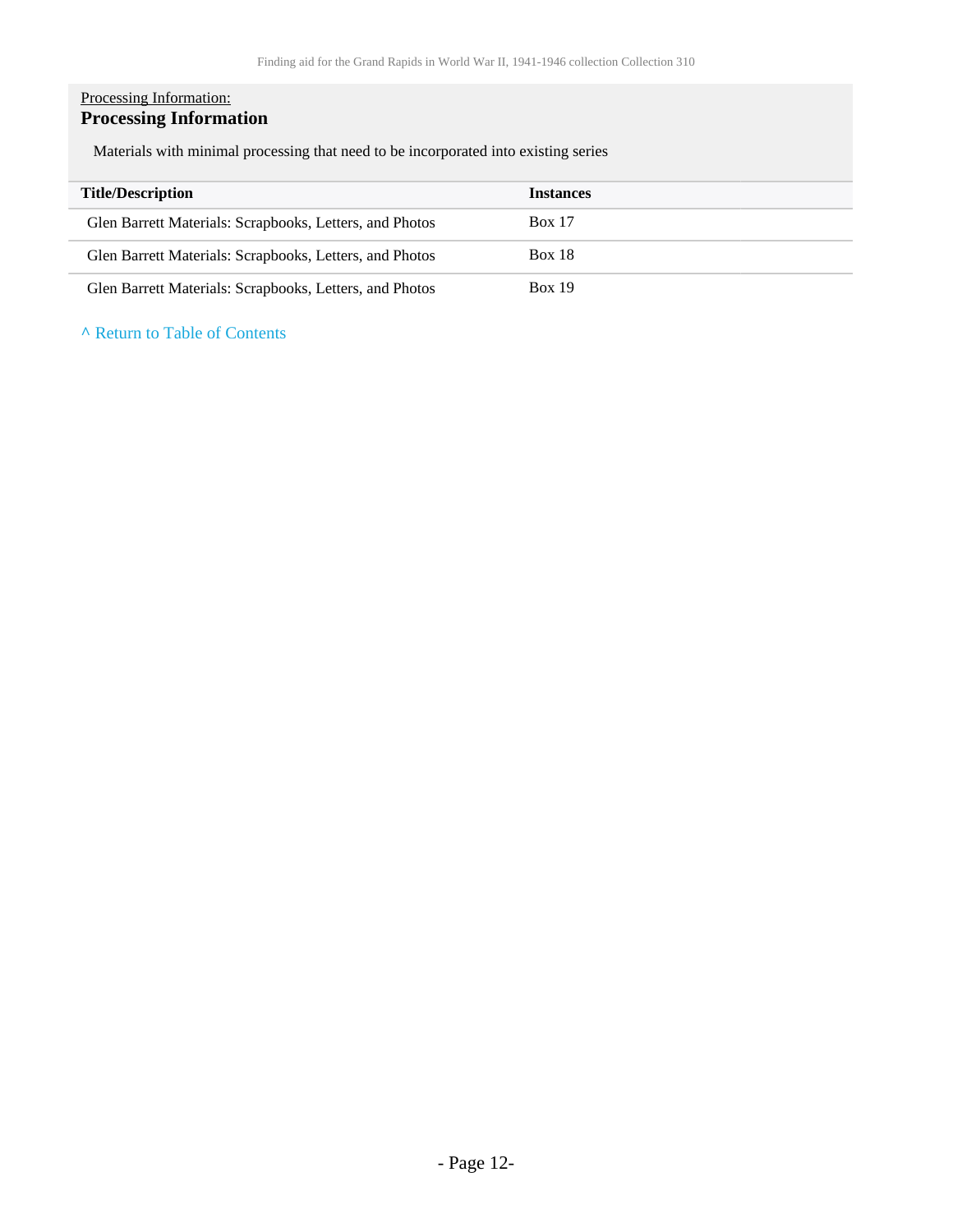Processing Information:

## Processing Information

Materials with minimal processing that need to be incorporated into existing series

| Title/Description | Instances |
|---|---|
| Glen Barrett Materials: Scrapbooks, Letters, and Photos | Box 17 |
| Glen Barrett Materials: Scrapbooks, Letters, and Photos | Box 18 |
| Glen Barrett Materials: Scrapbooks, Letters, and Photos | Box 19 |

^ Return to Table of Contents